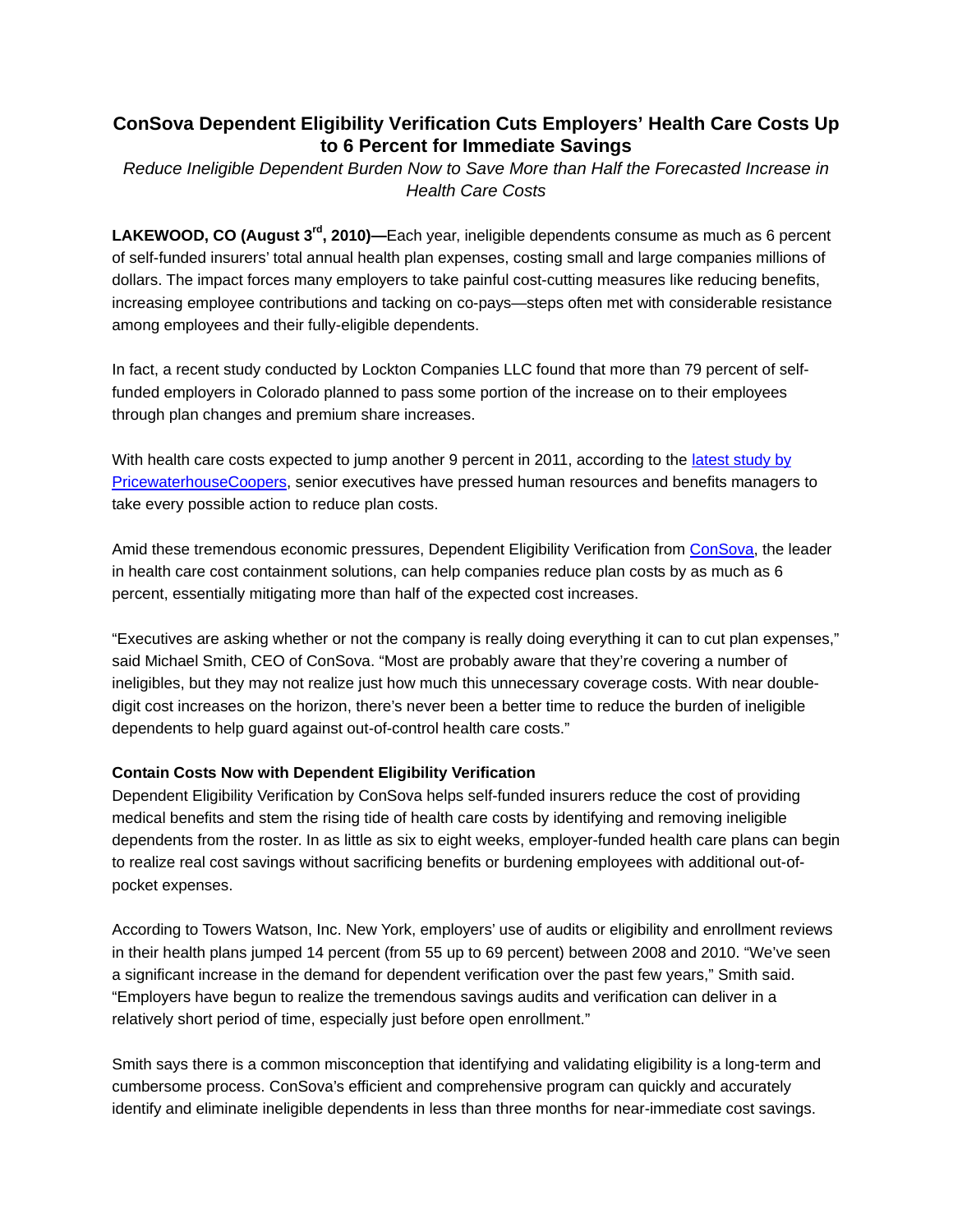# ConSova Dependent Eligibility Verification Cuts Employers' Health Care Costs Up to 6 Percent for Immediate Savings

*Reduce Ineligible Dependent Burden Now to Save More than Half the Forecasted Increase in Health Care Costs*

**LAKEWOOD, CO (August 3rd, 2010)—**Each year, ineligible dependents consume as much as 6 percent of self-funded insurers' total annual health plan expenses, costing small and large companies millions of dollars. The impact forces many employers to take painful cost-cutting measures like reducing benefits, increasing employee contributions and tacking on co-pays—steps often met with considerable resistance among employees and their fully-eligible dependents.

In fact, a recent study conducted by Lockton Companies LLC found that more than 79 percent of self-funded employers in Colorado planned to pass some portion of the increase on to their employees through plan changes and premium share increases.

With health care costs expected to jump another 9 percent in 2011, according to the latest study by PricewaterhouseCoopers, senior executives have pressed human resources and benefits managers to take every possible action to reduce plan costs.

Amid these tremendous economic pressures, Dependent Eligibility Verification from ConSova, the leader in health care cost containment solutions, can help companies reduce plan costs by as much as 6 percent, essentially mitigating more than half of the expected cost increases.

"Executives are asking whether or not the company is really doing everything it can to cut plan expenses," said Michael Smith, CEO of ConSova. "Most are probably aware that they're covering a number of ineligibles, but they may not realize just how much this unnecessary coverage costs. With near double-digit cost increases on the horizon, there's never been a better time to reduce the burden of ineligible dependents to help guard against out-of-control health care costs."

**Contain Costs Now with Dependent Eligibility Verification**

Dependent Eligibility Verification by ConSova helps self-funded insurers reduce the cost of providing medical benefits and stem the rising tide of health care costs by identifying and removing ineligible dependents from the roster. In as little as six to eight weeks, employer-funded health care plans can begin to realize real cost savings without sacrificing benefits or burdening employees with additional out-of-pocket expenses.

According to Towers Watson, Inc. New York, employers' use of audits or eligibility and enrollment reviews in their health plans jumped 14 percent (from 55 up to 69 percent) between 2008 and 2010. "We've seen a significant increase in the demand for dependent verification over the past few years," Smith said. "Employers have begun to realize the tremendous savings audits and verification can deliver in a relatively short period of time, especially just before open enrollment."

Smith says there is a common misconception that identifying and validating eligibility is a long-term and cumbersome process. ConSova's efficient and comprehensive program can quickly and accurately identify and eliminate ineligible dependents in less than three months for near-immediate cost savings.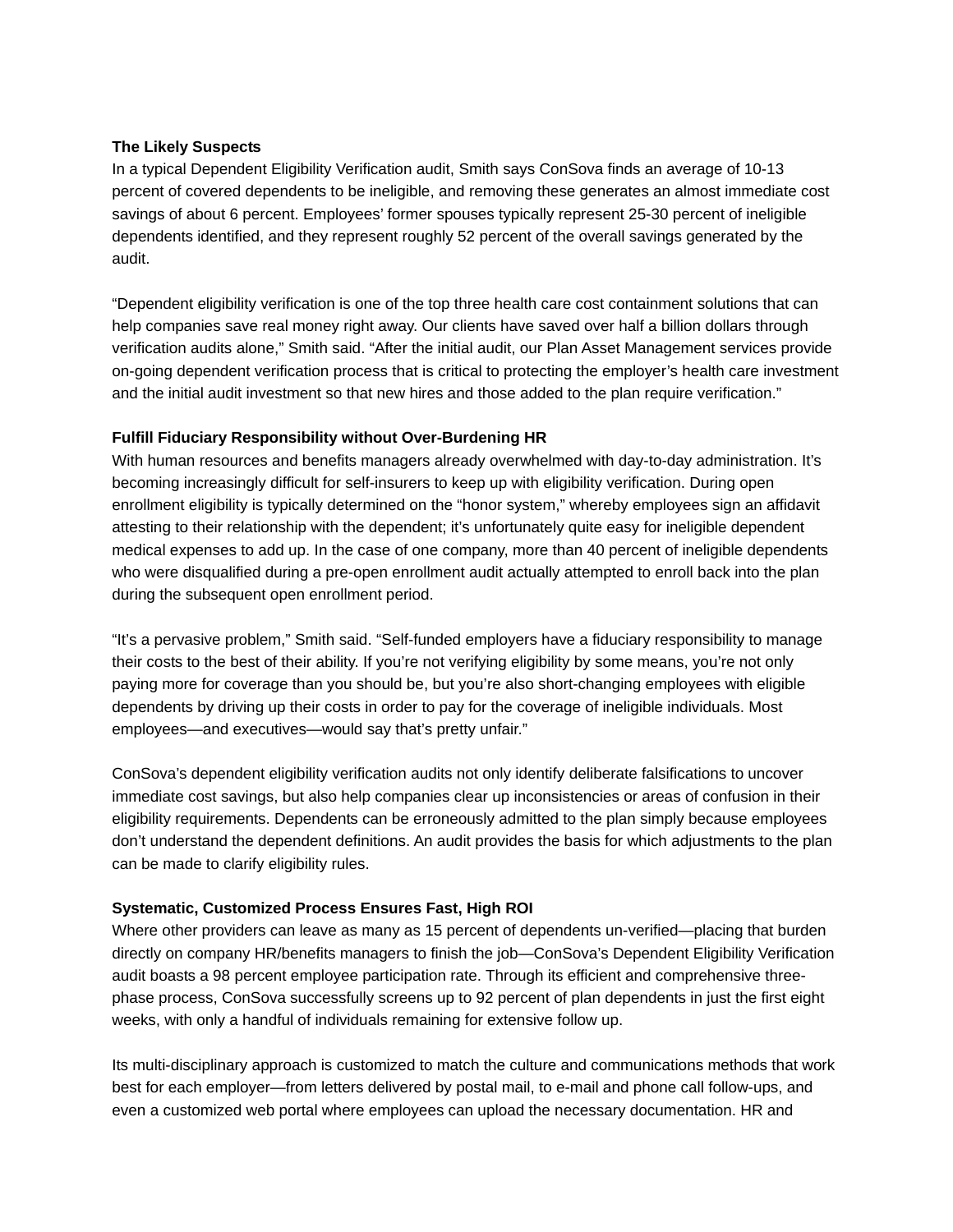**The Likely Suspects**

In a typical Dependent Eligibility Verification audit, Smith says ConSova finds an average of 10-13 percent of covered dependents to be ineligible, and removing these generates an almost immediate cost savings of about 6 percent. Employees' former spouses typically represent 25-30 percent of ineligible dependents identified, and they represent roughly 52 percent of the overall savings generated by the audit.

"Dependent eligibility verification is one of the top three health care cost containment solutions that can help companies save real money right away. Our clients have saved over half a billion dollars through verification audits alone," Smith said. "After the initial audit, our Plan Asset Management services provide on-going dependent verification process that is critical to protecting the employer's health care investment and the initial audit investment so that new hires and those added to the plan require verification."

**Fulfill Fiduciary Responsibility without Over-Burdening HR**

With human resources and benefits managers already overwhelmed with day-to-day administration. It's becoming increasingly difficult for self-insurers to keep up with eligibility verification. During open enrollment eligibility is typically determined on the "honor system," whereby employees sign an affidavit attesting to their relationship with the dependent; it's unfortunately quite easy for ineligible dependent medical expenses to add up. In the case of one company, more than 40 percent of ineligible dependents who were disqualified during a pre-open enrollment audit actually attempted to enroll back into the plan during the subsequent open enrollment period.

"It's a pervasive problem," Smith said. "Self-funded employers have a fiduciary responsibility to manage their costs to the best of their ability. If you're not verifying eligibility by some means, you're not only paying more for coverage than you should be, but you're also short-changing employees with eligible dependents by driving up their costs in order to pay for the coverage of ineligible individuals. Most employees—and executives—would say that's pretty unfair."

ConSova's dependent eligibility verification audits not only identify deliberate falsifications to uncover immediate cost savings, but also help companies clear up inconsistencies or areas of confusion in their eligibility requirements. Dependents can be erroneously admitted to the plan simply because employees don't understand the dependent definitions. An audit provides the basis for which adjustments to the plan can be made to clarify eligibility rules.

**Systematic, Customized Process Ensures Fast, High ROI**

Where other providers can leave as many as 15 percent of dependents un-verified—placing that burden directly on company HR/benefits managers to finish the job—ConSova's Dependent Eligibility Verification audit boasts a 98 percent employee participation rate. Through its efficient and comprehensive three-phase process, ConSova successfully screens up to 92 percent of plan dependents in just the first eight weeks, with only a handful of individuals remaining for extensive follow up.

Its multi-disciplinary approach is customized to match the culture and communications methods that work best for each employer—from letters delivered by postal mail, to e-mail and phone call follow-ups, and even a customized web portal where employees can upload the necessary documentation. HR and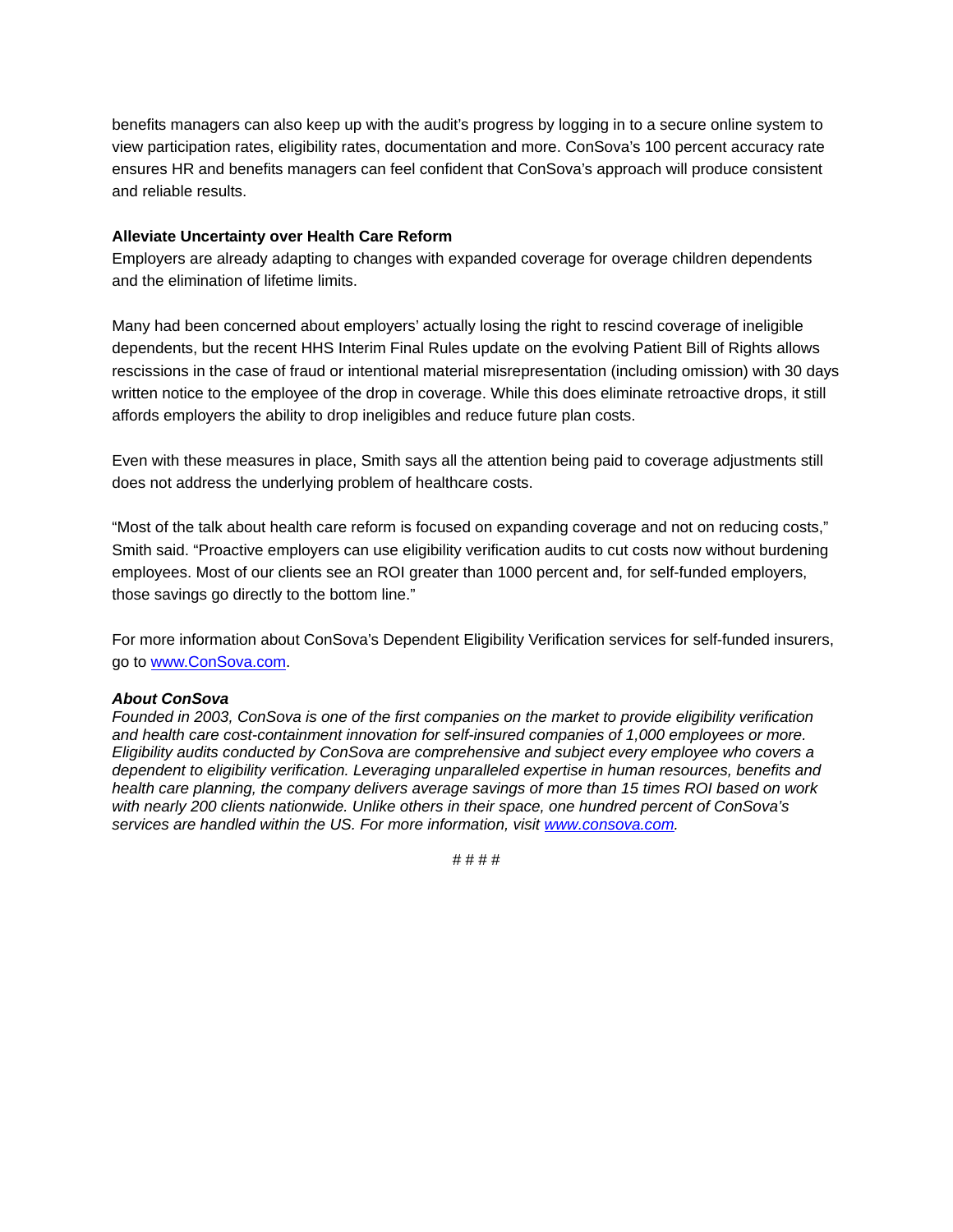benefits managers can also keep up with the audit's progress by logging in to a secure online system to view participation rates, eligibility rates, documentation and more. ConSova's 100 percent accuracy rate ensures HR and benefits managers can feel confident that ConSova's approach will produce consistent and reliable results.

**Alleviate Uncertainty over Health Care Reform**

Employers are already adapting to changes with expanded coverage for overage children dependents and the elimination of lifetime limits.

Many had been concerned about employers' actually losing the right to rescind coverage of ineligible dependents, but the recent HHS Interim Final Rules update on the evolving Patient Bill of Rights allows rescissions in the case of fraud or intentional material misrepresentation (including omission) with 30 days written notice to the employee of the drop in coverage. While this does eliminate retroactive drops, it still affords employers the ability to drop ineligibles and reduce future plan costs.

Even with these measures in place, Smith says all the attention being paid to coverage adjustments still does not address the underlying problem of healthcare costs.

"Most of the talk about health care reform is focused on expanding coverage and not on reducing costs," Smith said. "Proactive employers can use eligibility verification audits to cut costs now without burdening employees. Most of our clients see an ROI greater than 1000 percent and, for self-funded employers, those savings go directly to the bottom line."

For more information about ConSova's Dependent Eligibility Verification services for self-funded insurers, go to [www.ConSova.com](http://www.ConSova.com).

***About ConSova***

*Founded in 2003, ConSova is one of the first companies on the market to provide eligibility verification and health care cost-containment innovation for self-insured companies of 1,000 employees or more. Eligibility audits conducted by ConSova are comprehensive and subject every employee who covers a dependent to eligibility verification. Leveraging unparalleled expertise in human resources, benefits and health care planning, the company delivers average savings of more than 15 times ROI based on work with nearly 200 clients nationwide. Unlike others in their space, one hundred percent of ConSova's services are handled within the US. For more information, visit [www.consova.com](http://www.consova.com).*

# # # #